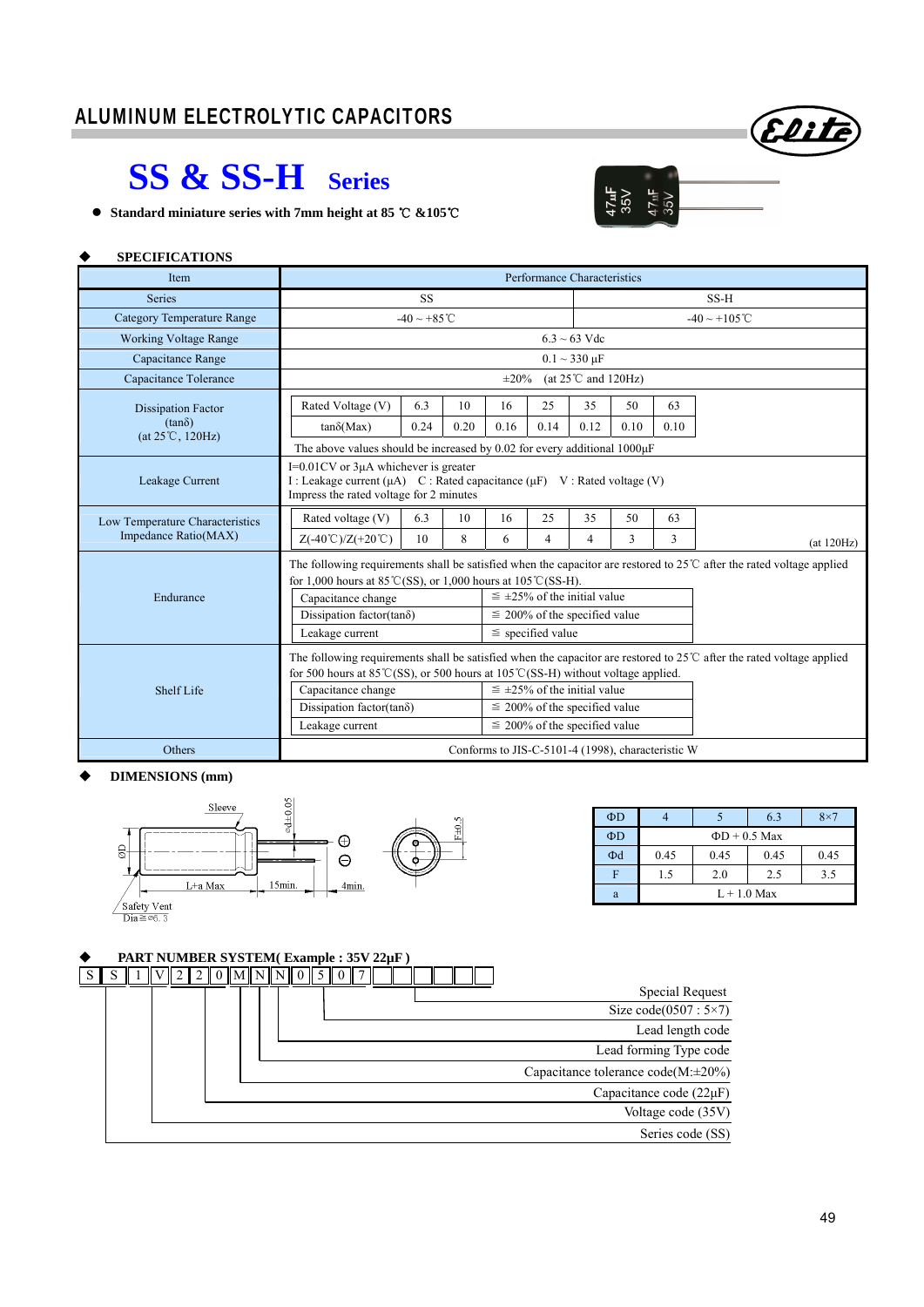# ALUMINUM ELECTROLYTIC CAPACITORS

## SS & SS-H Series

- **Standard miniature series with 7mm height at 85 ℃ &105℃**

### ◆ SPECIFICATIONS

| Item | Performance Characteristics |
|---|---|
| Series | SS / SS-H |
| Category Temperature Range | SS: -40 ~ +85℃ / SS-H: -40 ~ +105℃ |
| Working Voltage Range | 6.3 ~ 63 Vdc |
| Capacitance Range | 0.1 ~ 330 μF |
| Capacitance Tolerance | ±20% (at 25℃ and 120Hz) |
| Dissipation Factor (tanδ) (at 25℃, 120Hz) | See table below. The above values should be increased by 0.02 for every additional 1000μF |
| Leakage Current | I=0.01CV or 3μA whichever is greater<br>I : Leakage current (μA) C : Rated capacitance (μF) V : Rated voltage (V)<br>Impress the rated voltage for 2 minutes |
| Low Temperature Characteristics Impedance Ratio(MAX) | See table below (at 120Hz) |
| Endurance | The following requirements shall be satisfied when the capacitor are restored to 25℃ after the rated voltage applied for 1,000 hours at 85℃(SS), or 1,000 hours at 105℃(SS-H).<br>Capacitance change: ≦ ±25% of the initial value<br>Dissipation factor(tanδ): ≦ 200% of the specified value<br>Leakage current: ≦ specified value |
| Shelf Life | The following requirements shall be satisfied when the capacitor are restored to 25℃ after the rated voltage applied for 500 hours at 85℃(SS), or 500 hours at 105℃(SS-H) without voltage applied.<br>Capacitance change: ≦ ±25% of the initial value<br>Dissipation factor(tanδ): ≦ 200% of the specified value<br>Leakage current: ≦ 200% of the specified value |
| Others | Conforms to JIS-C-5101-4 (1998), characteristic W |

**Dissipation Factor (tanδ) (at 25℃, 120Hz)**

| Rated Voltage (V) | 6.3 | 10 | 16 | 25 | 35 | 50 | 63 |
|---|---|---|---|---|---|---|---|
| tanδ(Max) | 0.24 | 0.20 | 0.16 | 0.14 | 0.12 | 0.10 | 0.10 |

**Low Temperature Characteristics Impedance Ratio(MAX)** (at 120Hz)

| Rated voltage (V) | 6.3 | 10 | 16 | 25 | 35 | 50 | 63 |
|---|---|---|---|---|---|---|---|
| Z(-40℃)/Z(+20℃) | 10 | 8 | 6 | 4 | 4 | 3 | 3 |

### ◆ DIMENSIONS (mm)

Sleeve; ΦD; Φd±0.05; L+a Max; 15min.; 4min.; F±0.5; Safety Vent Dia≧Φ6.3

| ΦD | 4 | 5 | 6.3 | 8×7 |
|---|---|---|---|---|
| ΦD | ΦD + 0.5 Max | | | |
| Φd | 0.45 | 0.45 | 0.45 | 0.45 |
| F | 1.5 | 2.0 | 2.5 | 3.5 |
| a | L + 1.0 Max | | | |

### ◆ PART NUMBER SYSTEM( Example : 35V 22μF )

S S 1 V 2 2 0 M N N 0 5 0 7 □ □ □ □ □

- S S: Series code (SS)
- 1 V: Voltage code (35V)
- 2 2 0: Capacitance code (22μF)
- M: Capacitance tolerance code(M:±20%)
- N: Lead forming Type code
- N: Lead length code
- 0 5 0 7: Size code(0507 : 5×7)
- □ □ □ □ □: Special Request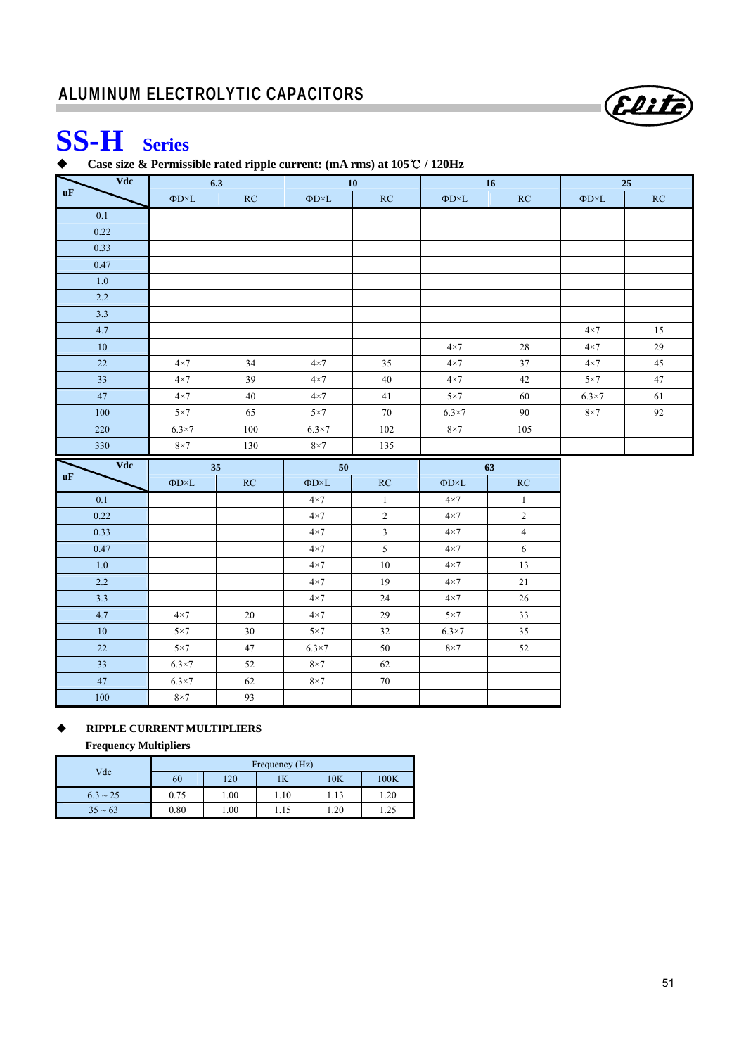## ALUMINUM ELECTROLYTIC CAPACITORS

# SS-H Series

◆ **Case size & Permissible rated ripple current: (mA rms) at 105℃ / 120Hz**

| Vdc / uF | 6.3 | | 10 | | 16 | | 25 | |
|---|---|---|---|---|---|---|---|---|
| | ΦD×L | RC | ΦD×L | RC | ΦD×L | RC | ΦD×L | RC |
| 0.1 | | | | | | | | |
| 0.22 | | | | | | | | |
| 0.33 | | | | | | | | |
| 0.47 | | | | | | | | |
| 1.0 | | | | | | | | |
| 2.2 | | | | | | | | |
| 3.3 | | | | | | | | |
| 4.7 | | | | | | | 4×7 | 15 |
| 10 | | | | | 4×7 | 28 | 4×7 | 29 |
| 22 | 4×7 | 34 | 4×7 | 35 | 4×7 | 37 | 4×7 | 45 |
| 33 | 4×7 | 39 | 4×7 | 40 | 4×7 | 42 | 5×7 | 47 |
| 47 | 4×7 | 40 | 4×7 | 41 | 5×7 | 60 | 6.3×7 | 61 |
| 100 | 5×7 | 65 | 5×7 | 70 | 6.3×7 | 90 | 8×7 | 92 |
| 220 | 6.3×7 | 100 | 6.3×7 | 102 | 8×7 | 105 | | |
| 330 | 8×7 | 130 | 8×7 | 135 | | | | |

| Vdc / uF | 35 | | 50 | | 63 | |
|---|---|---|---|---|---|---|
| | ΦD×L | RC | ΦD×L | RC | ΦD×L | RC |
| 0.1 | | | 4×7 | 1 | 4×7 | 1 |
| 0.22 | | | 4×7 | 2 | 4×7 | 2 |
| 0.33 | | | 4×7 | 3 | 4×7 | 4 |
| 0.47 | | | 4×7 | 5 | 4×7 | 6 |
| 1.0 | | | 4×7 | 10 | 4×7 | 13 |
| 2.2 | | | 4×7 | 19 | 4×7 | 21 |
| 3.3 | | | 4×7 | 24 | 4×7 | 26 |
| 4.7 | 4×7 | 20 | 4×7 | 29 | 5×7 | 33 |
| 10 | 5×7 | 30 | 5×7 | 32 | 6.3×7 | 35 |
| 22 | 5×7 | 47 | 6.3×7 | 50 | 8×7 | 52 |
| 33 | 6.3×7 | 52 | 8×7 | 62 | | |
| 47 | 6.3×7 | 62 | 8×7 | 70 | | |
| 100 | 8×7 | 93 | | | | |

◆ **RIPPLE CURRENT MULTIPLIERS**

**Frequency Multipliers**

| Vdc | Frequency (Hz) | | | | |
|---|---|---|---|---|---|
| | 60 | 120 | 1K | 10K | 100K |
| 6.3 ~ 25 | 0.75 | 1.00 | 1.10 | 1.13 | 1.20 |
| 35 ~ 63 | 0.80 | 1.00 | 1.15 | 1.20 | 1.25 |